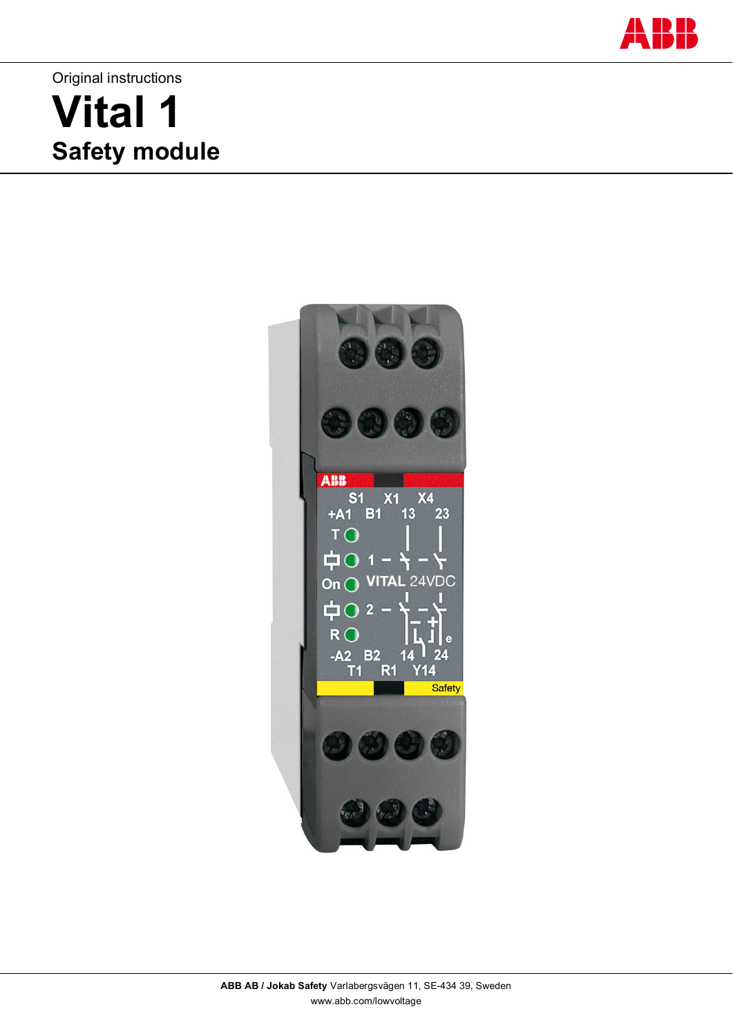Original instructions

# Vital 1

## Safety module

**ABB AB / Jokab Safety** Varlabergsvägen 11, SE-434 39, Sweden
www.abb.com/lowvoltage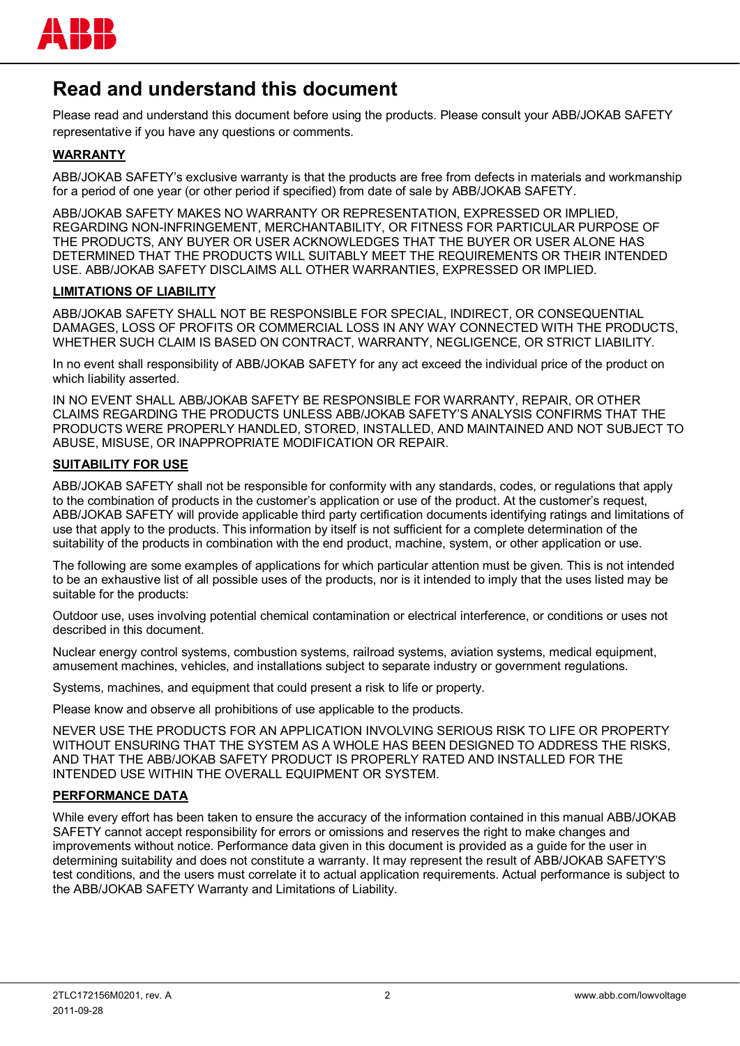# Read and understand this document

Please read and understand this document before using the products. Please consult your ABB/JOKAB SAFETY representative if you have any questions or comments.

**WARRANTY**

ABB/JOKAB SAFETY's exclusive warranty is that the products are free from defects in materials and workmanship for a period of one year (or other period if specified) from date of sale by ABB/JOKAB SAFETY.

ABB/JOKAB SAFETY MAKES NO WARRANTY OR REPRESENTATION, EXPRESSED OR IMPLIED, REGARDING NON-INFRINGEMENT, MERCHANTABILITY, OR FITNESS FOR PARTICULAR PURPOSE OF THE PRODUCTS, ANY BUYER OR USER ACKNOWLEDGES THAT THE BUYER OR USER ALONE HAS DETERMINED THAT THE PRODUCTS WILL SUITABLY MEET THE REQUIREMENTS OR THEIR INTENDED USE. ABB/JOKAB SAFETY DISCLAIMS ALL OTHER WARRANTIES, EXPRESSED OR IMPLIED.

**LIMITATIONS OF LIABILITY**

ABB/JOKAB SAFETY SHALL NOT BE RESPONSIBLE FOR SPECIAL, INDIRECT, OR CONSEQUENTIAL DAMAGES, LOSS OF PROFITS OR COMMERCIAL LOSS IN ANY WAY CONNECTED WITH THE PRODUCTS, WHETHER SUCH CLAIM IS BASED ON CONTRACT, WARRANTY, NEGLIGENCE, OR STRICT LIABILITY.

In no event shall responsibility of ABB/JOKAB SAFETY for any act exceed the individual price of the product on which liability asserted.

IN NO EVENT SHALL ABB/JOKAB SAFETY BE RESPONSIBLE FOR WARRANTY, REPAIR, OR OTHER CLAIMS REGARDING THE PRODUCTS UNLESS ABB/JOKAB SAFETY'S ANALYSIS CONFIRMS THAT THE PRODUCTS WERE PROPERLY HANDLED, STORED, INSTALLED, AND MAINTAINED AND NOT SUBJECT TO ABUSE, MISUSE, OR INAPPROPRIATE MODIFICATION OR REPAIR.

**SUITABILITY FOR USE**

ABB/JOKAB SAFETY shall not be responsible for conformity with any standards, codes, or regulations that apply to the combination of products in the customer's application or use of the product. At the customer's request, ABB/JOKAB SAFETY will provide applicable third party certification documents identifying ratings and limitations of use that apply to the products. This information by itself is not sufficient for a complete determination of the suitability of the products in combination with the end product, machine, system, or other application or use.

The following are some examples of applications for which particular attention must be given. This is not intended to be an exhaustive list of all possible uses of the products, nor is it intended to imply that the uses listed may be suitable for the products:

Outdoor use, uses involving potential chemical contamination or electrical interference, or conditions or uses not described in this document.

Nuclear energy control systems, combustion systems, railroad systems, aviation systems, medical equipment, amusement machines, vehicles, and installations subject to separate industry or government regulations.

Systems, machines, and equipment that could present a risk to life or property.

Please know and observe all prohibitions of use applicable to the products.

NEVER USE THE PRODUCTS FOR AN APPLICATION INVOLVING SERIOUS RISK TO LIFE OR PROPERTY WITHOUT ENSURING THAT THE SYSTEM AS A WHOLE HAS BEEN DESIGNED TO ADDRESS THE RISKS, AND THAT THE ABB/JOKAB SAFETY PRODUCT IS PROPERLY RATED AND INSTALLED FOR THE INTENDED USE WITHIN THE OVERALL EQUIPMENT OR SYSTEM.

**PERFORMANCE DATA**

While every effort has been taken to ensure the accuracy of the information contained in this manual ABB/JOKAB SAFETY cannot accept responsibility for errors or omissions and reserves the right to make changes and improvements without notice. Performance data given in this document is provided as a guide for the user in determining suitability and does not constitute a warranty. It may represent the result of ABB/JOKAB SAFETY'S test conditions, and the users must correlate it to actual application requirements. Actual performance is subject to the ABB/JOKAB SAFETY Warranty and Limitations of Liability.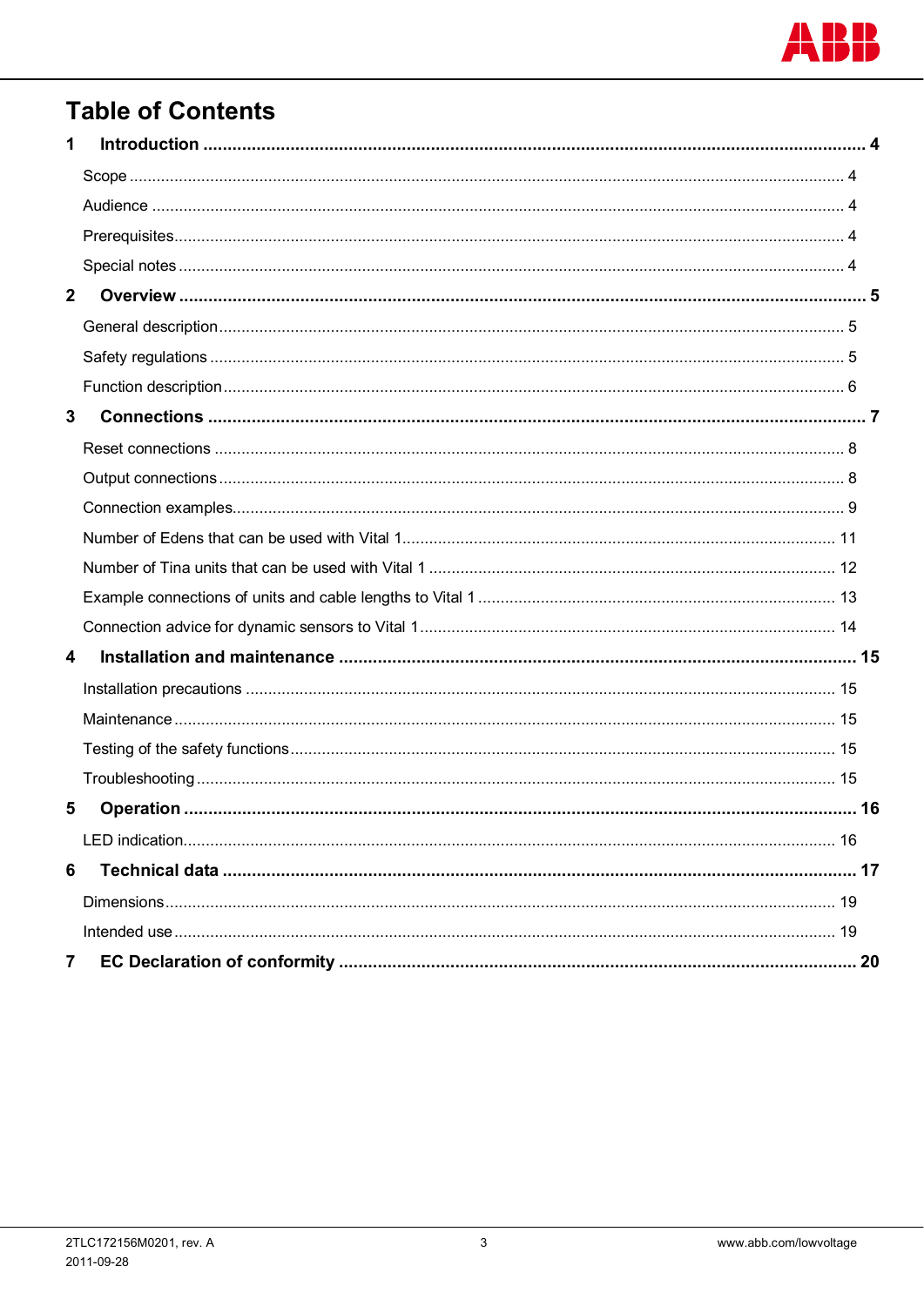# Table of Contents

**1 Introduction ........................................................................ 4**

Scope ........................................................................ 4

Audience ........................................................................ 4

Prerequisites ........................................................................ 4

Special notes ........................................................................ 4

**2 Overview ........................................................................ 5**

General description ........................................................................ 5

Safety regulations ........................................................................ 5

Function description ........................................................................ 6

**3 Connections ........................................................................ 7**

Reset connections ........................................................................ 8

Output connections ........................................................................ 8

Connection examples ........................................................................ 9

Number of Edens that can be used with Vital 1 ........................................................................ 11

Number of Tina units that can be used with Vital 1 ........................................................................ 12

Example connections of units and cable lengths to Vital 1 ........................................................................ 13

Connection advice for dynamic sensors to Vital 1 ........................................................................ 14

**4 Installation and maintenance ........................................................................ 15**

Installation precautions ........................................................................ 15

Maintenance ........................................................................ 15

Testing of the safety functions ........................................................................ 15

Troubleshooting ........................................................................ 15

**5 Operation ........................................................................ 16**

LED indication ........................................................................ 16

**6 Technical data ........................................................................ 17**

Dimensions ........................................................................ 19

Intended use ........................................................................ 19

**7 EC Declaration of conformity ........................................................................ 20**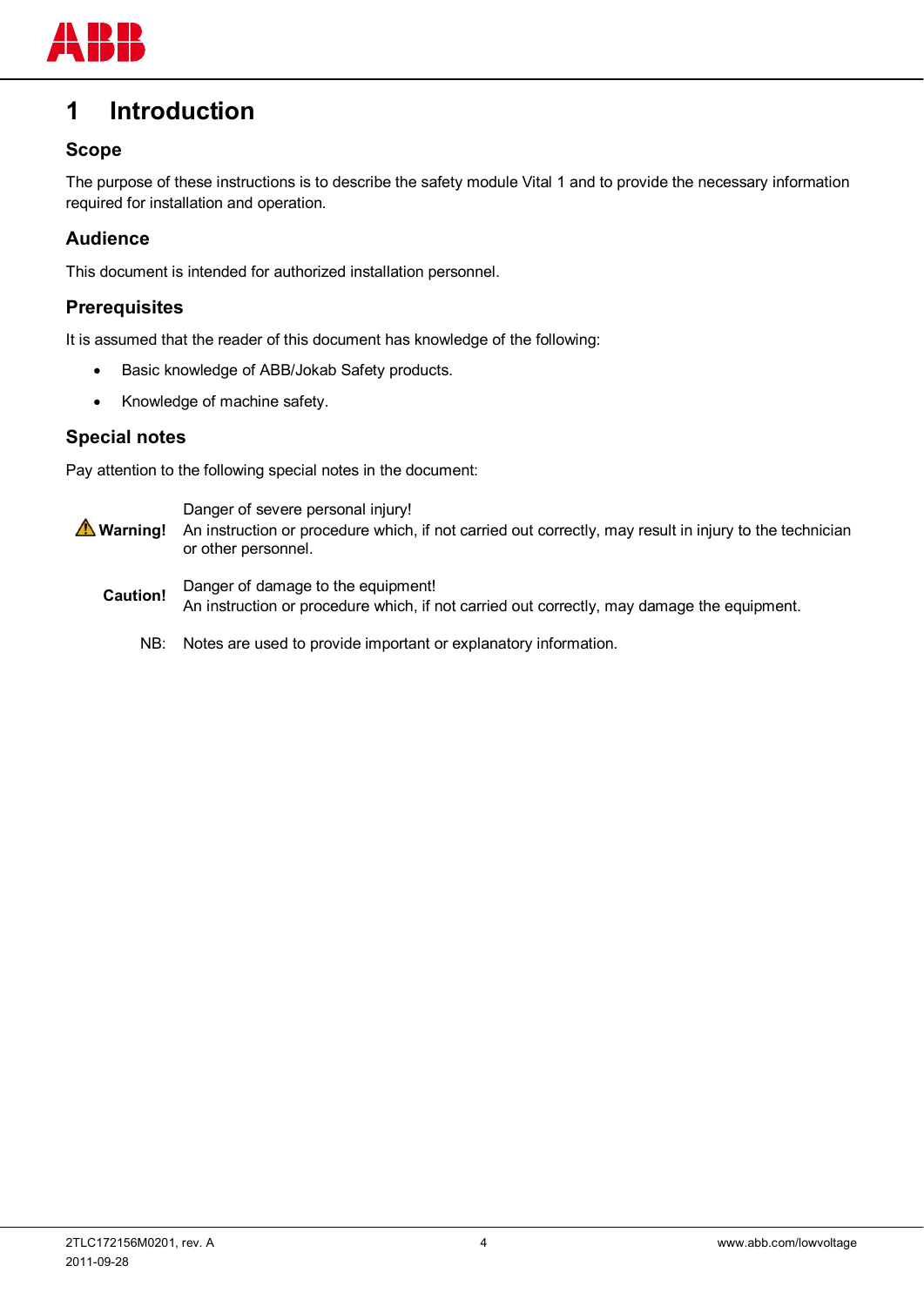# 1 Introduction

## Scope

The purpose of these instructions is to describe the safety module Vital 1 and to provide the necessary information required for installation and operation.

## Audience

This document is intended for authorized installation personnel.

## Prerequisites

It is assumed that the reader of this document has knowledge of the following:

- Basic knowledge of ABB/Jokab Safety products.
- Knowledge of machine safety.

## Special notes

Pay attention to the following special notes in the document:

| | |
|---|---|
| ⚠ **Warning!** | Danger of severe personal injury!<br>An instruction or procedure which, if not carried out correctly, may result in injury to the technician or other personnel. |
| **Caution!** | Danger of damage to the equipment!<br>An instruction or procedure which, if not carried out correctly, may damage the equipment. |
| NB: | Notes are used to provide important or explanatory information. |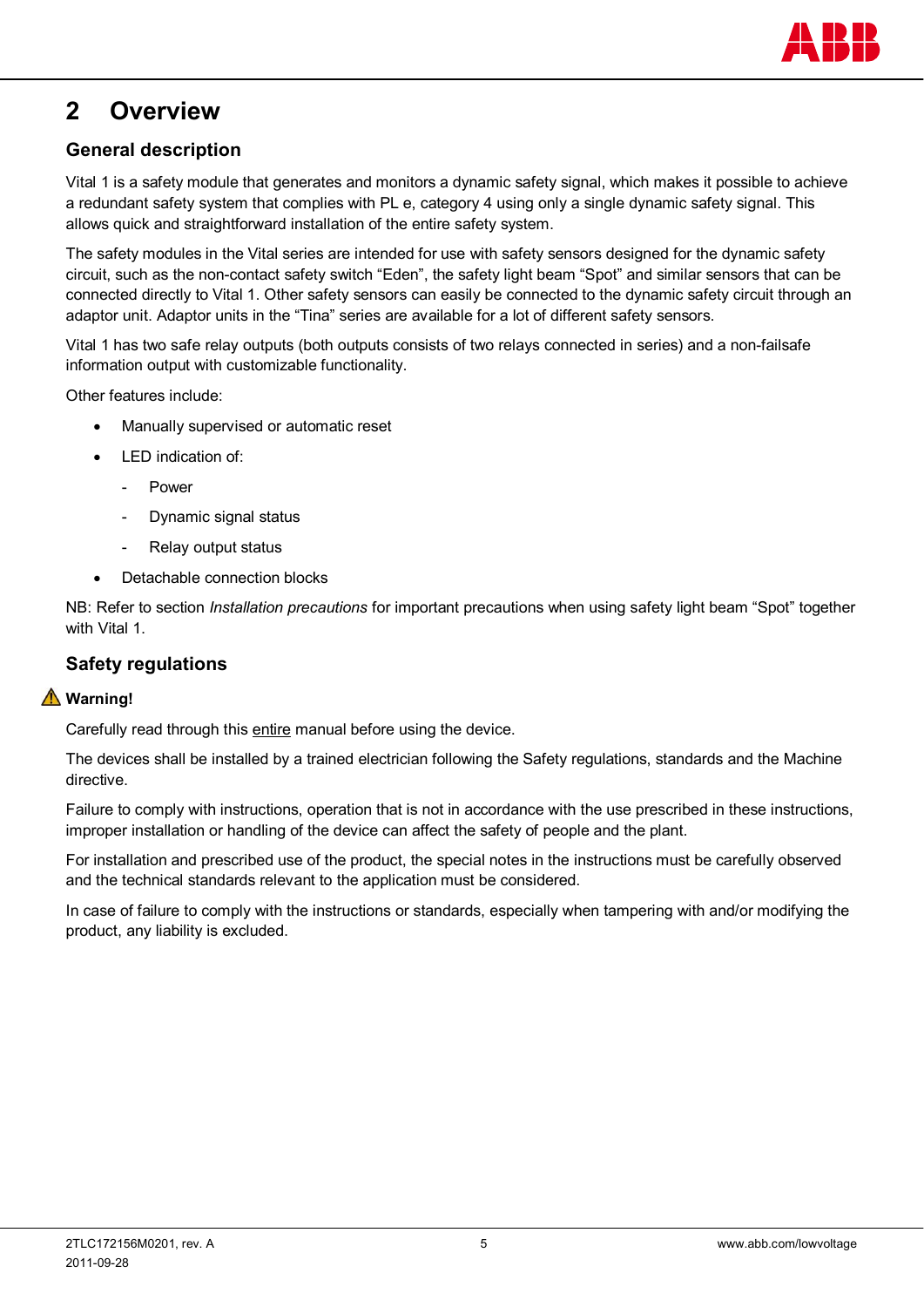# 2 Overview

## General description

Vital 1 is a safety module that generates and monitors a dynamic safety signal, which makes it possible to achieve a redundant safety system that complies with PL e, category 4 using only a single dynamic safety signal. This allows quick and straightforward installation of the entire safety system.

The safety modules in the Vital series are intended for use with safety sensors designed for the dynamic safety circuit, such as the non-contact safety switch “Eden”, the safety light beam “Spot” and similar sensors that can be connected directly to Vital 1. Other safety sensors can easily be connected to the dynamic safety circuit through an adaptor unit. Adaptor units in the “Tina” series are available for a lot of different safety sensors.

Vital 1 has two safe relay outputs (both outputs consists of two relays connected in series) and a non-failsafe information output with customizable functionality.

Other features include:

- Manually supervised or automatic reset
- LED indication of:
  - Power
  - Dynamic signal status
  - Relay output status
- Detachable connection blocks

NB: Refer to section *Installation precautions* for important precautions when using safety light beam “Spot” together with Vital 1.

## Safety regulations

⚠ **Warning!**

Carefully read through this entire manual before using the device.

The devices shall be installed by a trained electrician following the Safety regulations, standards and the Machine directive.

Failure to comply with instructions, operation that is not in accordance with the use prescribed in these instructions, improper installation or handling of the device can affect the safety of people and the plant.

For installation and prescribed use of the product, the special notes in the instructions must be carefully observed and the technical standards relevant to the application must be considered.

In case of failure to comply with the instructions or standards, especially when tampering with and/or modifying the product, any liability is excluded.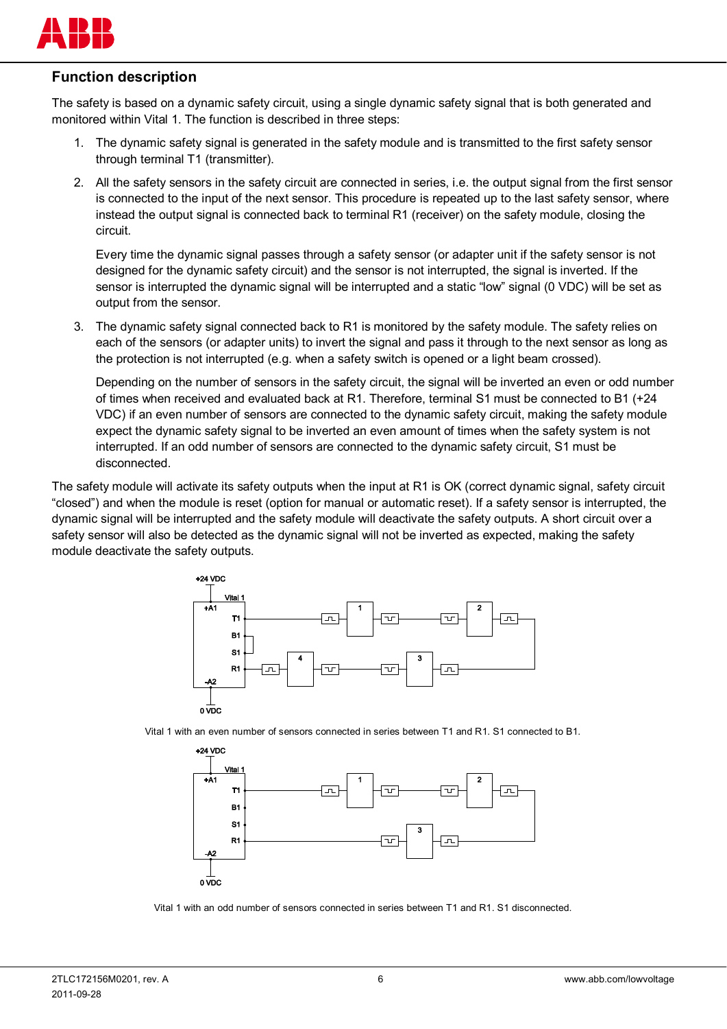## Function description

The safety is based on a dynamic safety circuit, using a single dynamic safety signal that is both generated and monitored within Vital 1. The function is described in three steps:

1. The dynamic safety signal is generated in the safety module and is transmitted to the first safety sensor through terminal T1 (transmitter).
2. All the safety sensors in the safety circuit are connected in series, i.e. the output signal from the first sensor is connected to the input of the next sensor. This procedure is repeated up to the last safety sensor, where instead the output signal is connected back to terminal R1 (receiver) on the safety module, closing the circuit.

   Every time the dynamic signal passes through a safety sensor (or adapter unit if the safety sensor is not designed for the dynamic safety circuit) and the sensor is not interrupted, the signal is inverted. If the sensor is interrupted the dynamic signal will be interrupted and a static “low” signal (0 VDC) will be set as output from the sensor.
3. The dynamic safety signal connected back to R1 is monitored by the safety module. The safety relies on each of the sensors (or adapter units) to invert the signal and pass it through to the next sensor as long as the protection is not interrupted (e.g. when a safety switch is opened or a light beam crossed).

   Depending on the number of sensors in the safety circuit, the signal will be inverted an even or odd number of times when received and evaluated back at R1. Therefore, terminal S1 must be connected to B1 (+24 VDC) if an even number of sensors are connected to the dynamic safety circuit, making the safety module expect the dynamic safety signal to be inverted an even amount of times when the safety system is not interrupted. If an odd number of sensors are connected to the dynamic safety circuit, S1 must be disconnected.

The safety module will activate its safety outputs when the input at R1 is OK (correct dynamic signal, safety circuit “closed”) and when the module is reset (option for manual or automatic reset). If a safety sensor is interrupted, the dynamic signal will be interrupted and the safety module will deactivate the safety outputs. A short circuit over a safety sensor will also be detected as the dynamic signal will not be inverted as expected, making the safety module deactivate the safety outputs.

Vital 1 with an even number of sensors connected in series between T1 and R1. S1 connected to B1.

Vital 1 with an odd number of sensors connected in series between T1 and R1. S1 disconnected.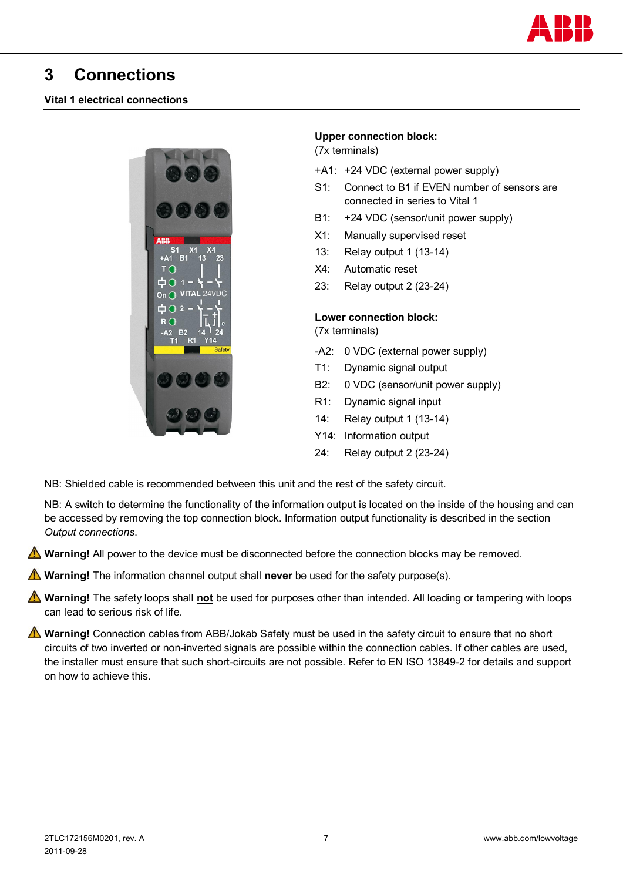# 3 Connections

**Vital 1 electrical connections**

**Upper connection block:**
(7x terminals)

+A1: +24 VDC (external power supply)
S1: Connect to B1 if EVEN number of sensors are connected in series to Vital 1
B1: +24 VDC (sensor/unit power supply)
X1: Manually supervised reset
13: Relay output 1 (13-14)
X4: Automatic reset
23: Relay output 2 (23-24)

**Lower connection block:**
(7x terminals)

-A2: 0 VDC (external power supply)
T1: Dynamic signal output
B2: 0 VDC (sensor/unit power supply)
R1: Dynamic signal input
14: Relay output 1 (13-14)
Y14: Information output
24: Relay output 2 (23-24)

NB: Shielded cable is recommended between this unit and the rest of the safety circuit.

NB: A switch to determine the functionality of the information output is located on the inside of the housing and can be accessed by removing the top connection block. Information output functionality is described in the section *Output connections*.

⚠ **Warning!** All power to the device must be disconnected before the connection blocks may be removed.

⚠ **Warning!** The information channel output shall **never** be used for the safety purpose(s).

⚠ **Warning!** The safety loops shall **not** be used for purposes other than intended. All loading or tampering with loops can lead to serious risk of life.

⚠ **Warning!** Connection cables from ABB/Jokab Safety must be used in the safety circuit to ensure that no short circuits of two inverted or non-inverted signals are possible within the connection cables. If other cables are used, the installer must ensure that such short-circuits are not possible. Refer to EN ISO 13849-2 for details and support on how to achieve this.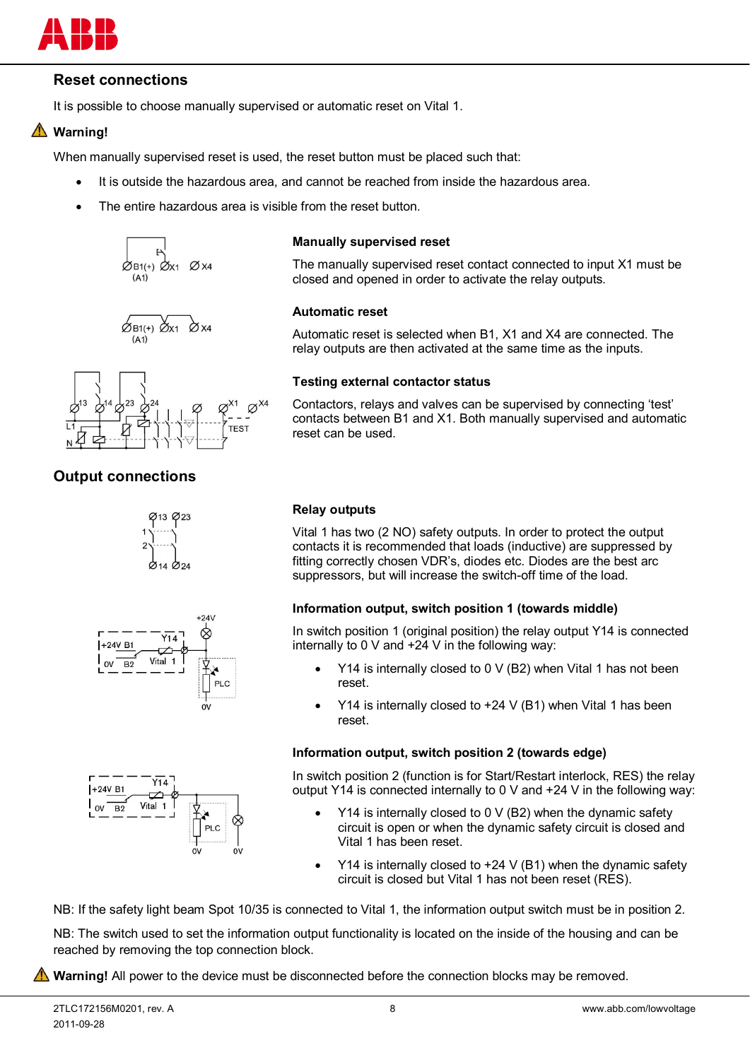## Reset connections

It is possible to choose manually supervised or automatic reset on Vital 1.

⚠ **Warning!**

When manually supervised reset is used, the reset button must be placed such that:

- It is outside the hazardous area, and cannot be reached from inside the hazardous area.
- The entire hazardous area is visible from the reset button.

### Manually supervised reset

The manually supervised reset contact connected to input X1 must be closed and opened in order to activate the relay outputs.

### Automatic reset

Automatic reset is selected when B1, X1 and X4 are connected. The relay outputs are then activated at the same time as the inputs.

### Testing external contactor status

Contactors, relays and valves can be supervised by connecting 'test' contacts between B1 and X1. Both manually supervised and automatic reset can be used.

## Output connections

### Relay outputs

Vital 1 has two (2 NO) safety outputs. In order to protect the output contacts it is recommended that loads (inductive) are suppressed by fitting correctly chosen VDR's, diodes etc. Diodes are the best arc suppressors, but will increase the switch-off time of the load.

### Information output, switch position 1 (towards middle)

In switch position 1 (original position) the relay output Y14 is connected internally to 0 V and +24 V in the following way:

- Y14 is internally closed to 0 V (B2) when Vital 1 has not been reset.
- Y14 is internally closed to +24 V (B1) when Vital 1 has been reset.

### Information output, switch position 2 (towards edge)

In switch position 2 (function is for Start/Restart interlock, RES) the relay output Y14 is connected internally to 0 V and +24 V in the following way:

- Y14 is internally closed to 0 V (B2) when the dynamic safety circuit is open or when the dynamic safety circuit is closed and Vital 1 has been reset.
- Y14 is internally closed to +24 V (B1) when the dynamic safety circuit is closed but Vital 1 has not been reset (RES).

NB: If the safety light beam Spot 10/35 is connected to Vital 1, the information output switch must be in position 2.

NB: The switch used to set the information output functionality is located on the inside of the housing and can be reached by removing the top connection block.

⚠ **Warning!** All power to the device must be disconnected before the connection blocks may be removed.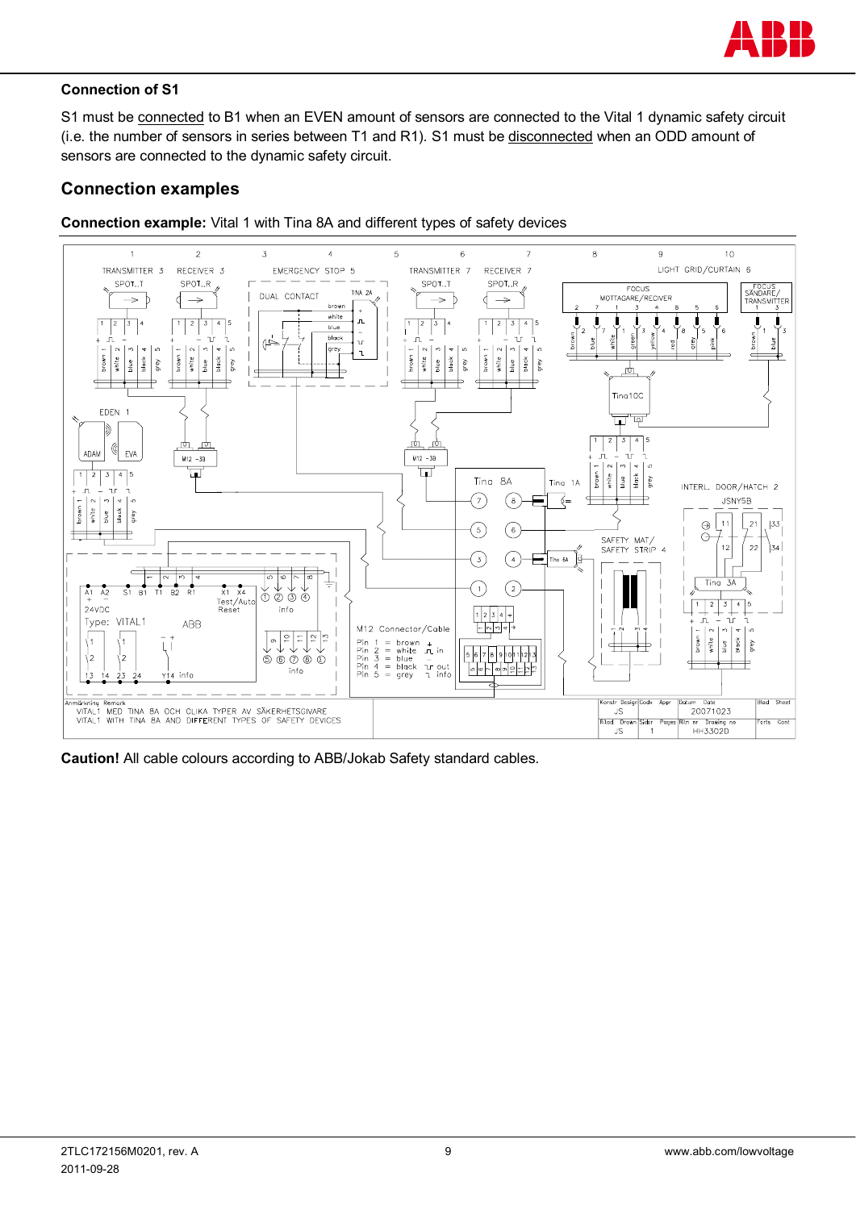**Connection of S1**

S1 must be connected to B1 when an EVEN amount of sensors are connected to the Vital 1 dynamic safety circuit (i.e. the number of sensors in series between T1 and R1). S1 must be disconnected when an ODD amount of sensors are connected to the dynamic safety circuit.

## Connection examples

**Connection example:** Vital 1 with Tina 8A and different types of safety devices

**Caution!** All cable colours according to ABB/Jokab Safety standard cables.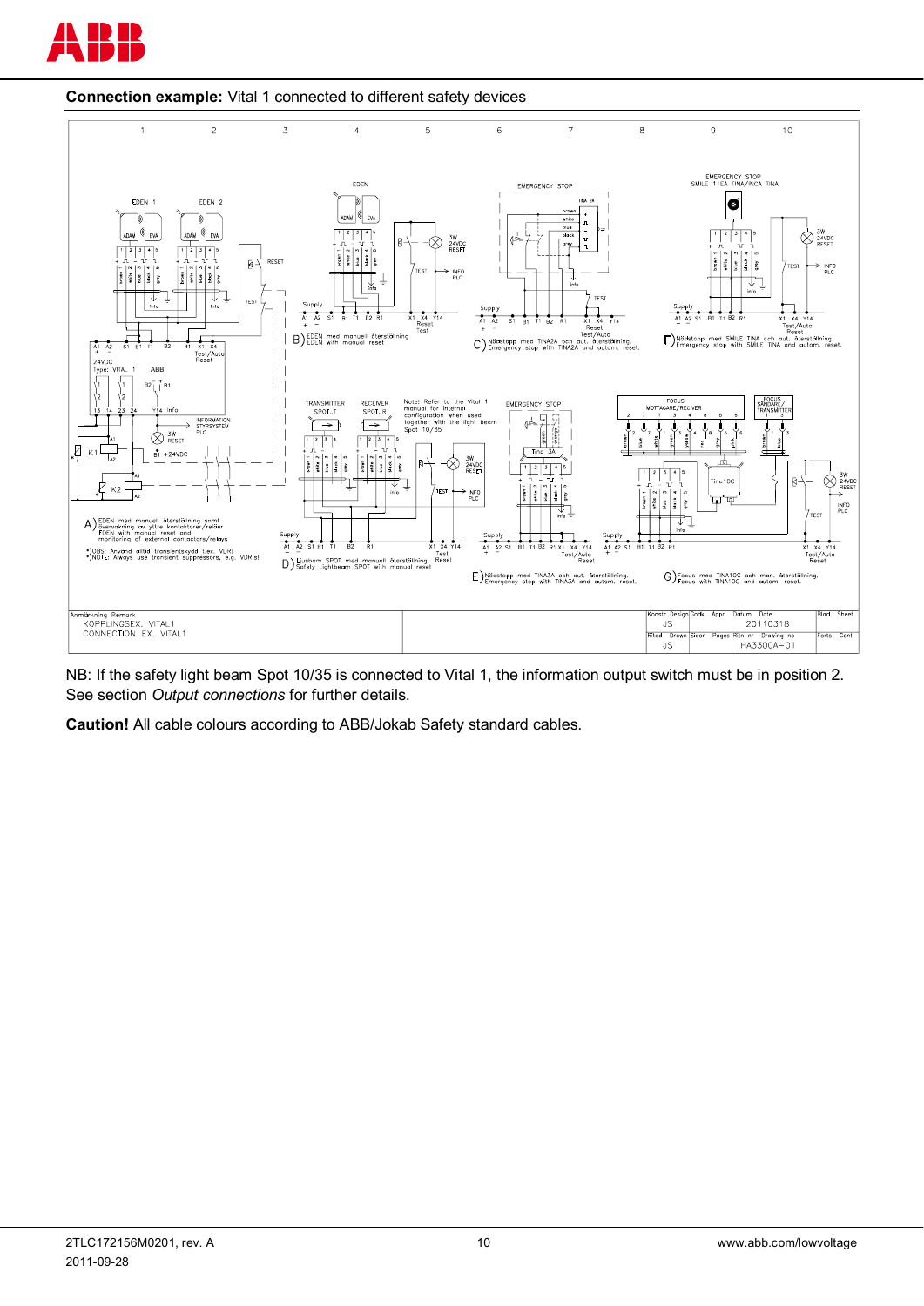**Connection example:** Vital 1 connected to different safety devices

A) EDEN med manuell återställning samt övervakning av yttre kontaktorer/reläer
EDEN with manual reset and monitoring of external contactors/relays

*)OBS: Använd alltid transientskydd t.ex. VDR!
*)NOTE: Always use transient suppressors, e.g. VDR's!

B) EDEN med manuell återställning
EDEN with manual reset

C) Nödstopp med TINA2A och aut. återställning.
Emergency stop with TINA2A and autom. reset.

D) Ljusbom SPOT med manuell återställning
Safety Lightbeam SPOT with manual reset

Note! Refer to the Vital 1 manual for internal configuration when used together with the light beam Spot 10/35

E) Nödstopp med TINA3A och aut. återställning.
Emergency stop with TINA3A and autom. reset.

F) Nödstopp med SMILE TINA och aut. återställning.
Emergency stop with SMILE TINA and autom. reset.

G) Focus med TINA10C och man. återställning.
Focus with TINA10C and autom. reset.

| Anmärkning Remark | Konstr Design | Godk Appr | Datum Date | Blad Sheet |
|---|---|---|---|---|
| KOPPLINGSEX. VITAL1 / CONNECTION EX. VITAL1 | JS | | 20110318 | |
| | Ritad Drawn | Sidor Pages | Ritn nr Drawing no | Forts Cont |
| | JS | | HA3300A-01 | |

NB: If the safety light beam Spot 10/35 is connected to Vital 1, the information output switch must be in position 2. See section *Output connections* for further details.

**Caution!** All cable colours according to ABB/Jokab Safety standard cables.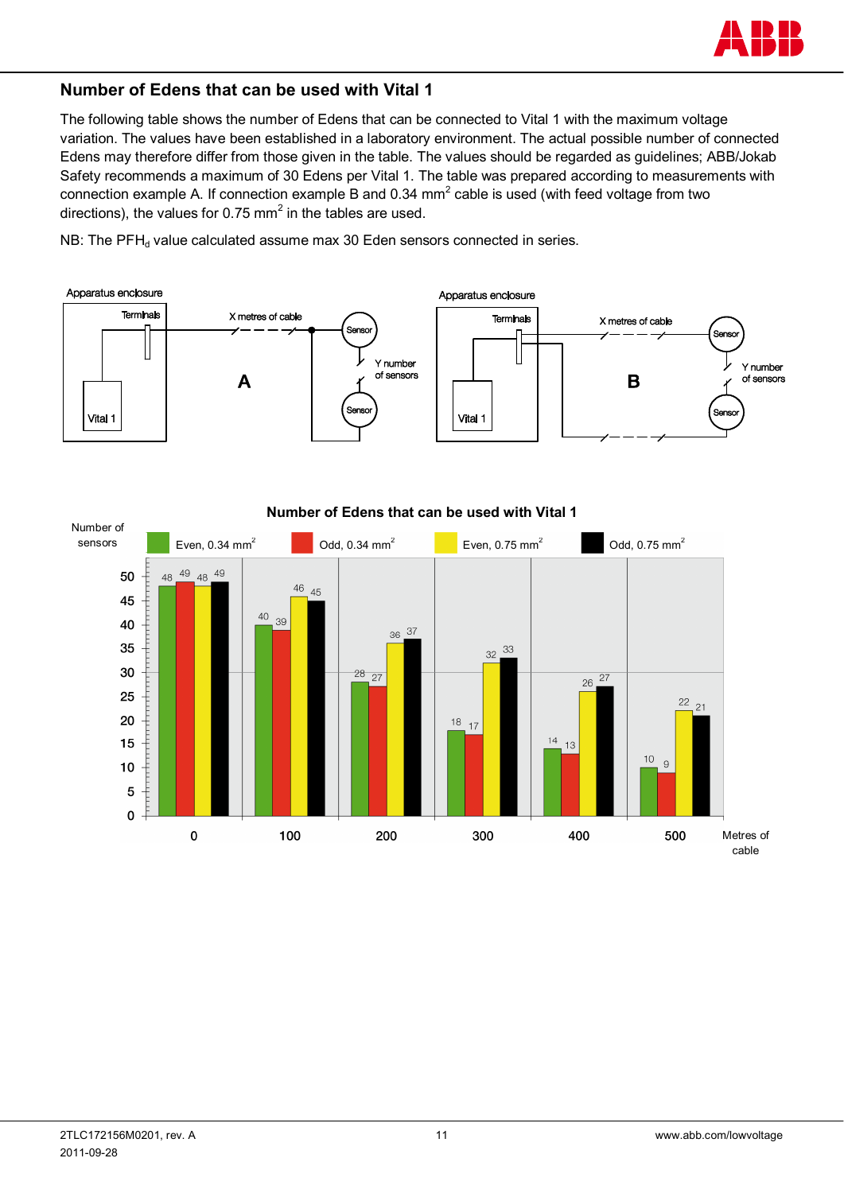## Number of Edens that can be used with Vital 1

The following table shows the number of Edens that can be connected to Vital 1 with the maximum voltage variation. The values have been established in a laboratory environment. The actual possible number of connected Edens may therefore differ from those given in the table. The values should be regarded as guidelines; ABB/Jokab Safety recommends a maximum of 30 Edens per Vital 1. The table was prepared according to measurements with connection example A. If connection example B and 0.34 mm$^2$ cable is used (with feed voltage from two directions), the values for 0.75 mm$^2$ in the tables are used.

NB: The $PFH_d$ value calculated assume max 30 Eden sensors connected in series.

Apparatus enclosure — Terminals — Vital 1 — X metres of cable — A — Sensor — Y number of sensors — Sensor

Apparatus enclosure — Terminals — Vital 1 — X metres of cable — B — Sensor — Y number of sensors — Sensor

**Number of Edens that can be used with Vital 1**

| Metres of cable | Even, 0.34 mm$^2$ | Odd, 0.34 mm$^2$ | Even, 0.75 mm$^2$ | Odd, 0.75 mm$^2$ |
|---|---|---|---|---|
| 0 | 48 | 49 | 48 | 49 |
| 100 | 40 | 39 | 46 | 45 |
| 200 | 28 | 27 | 36 | 37 |
| 300 | 18 | 17 | 32 | 33 |
| 400 | 14 | 13 | 26 | 27 |
| 500 | 10 | 9 | 22 | 21 |

Values: Number of sensors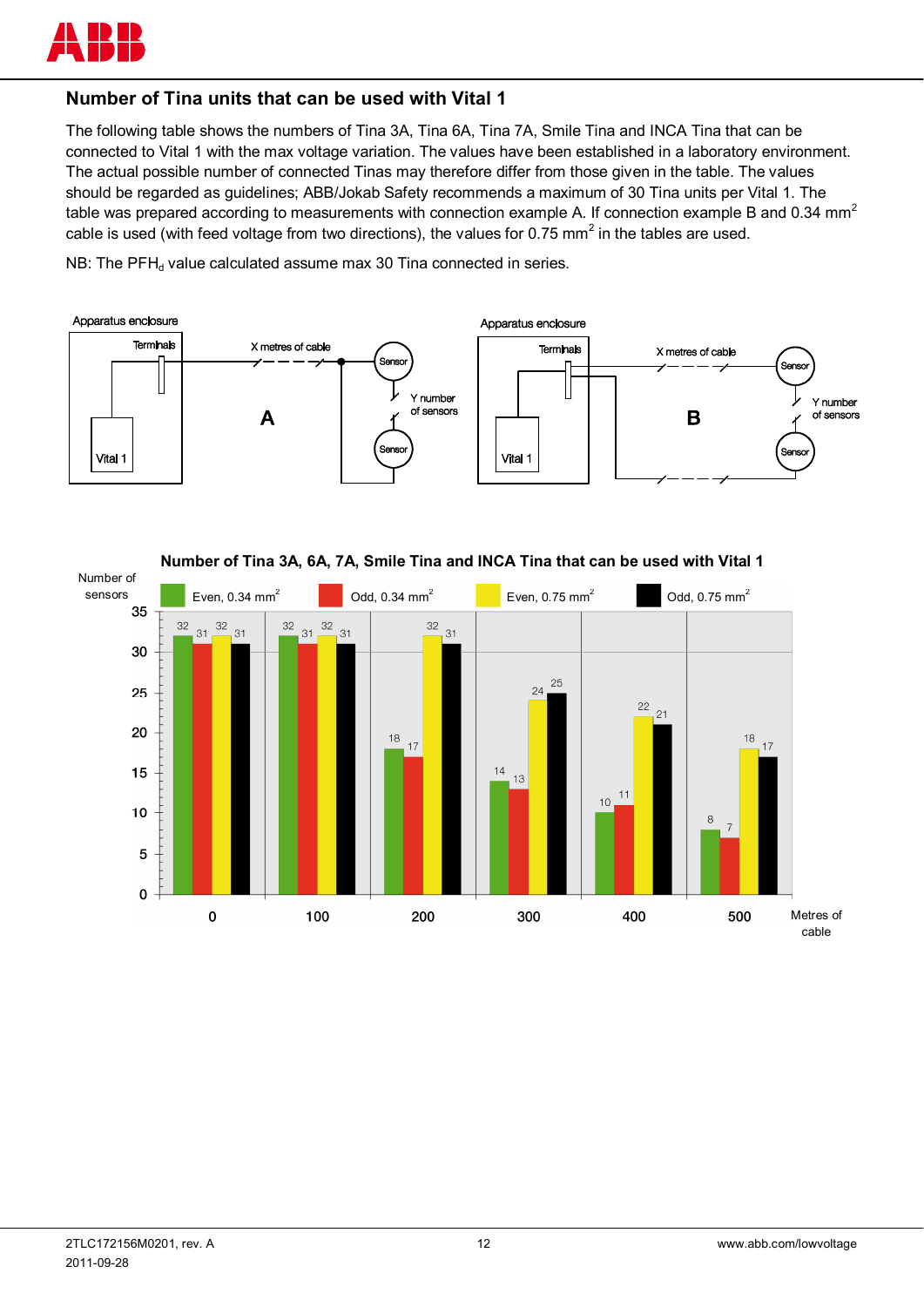## Number of Tina units that can be used with Vital 1

The following table shows the numbers of Tina 3A, Tina 6A, Tina 7A, Smile Tina and INCA Tina that can be connected to Vital 1 with the max voltage variation. The values have been established in a laboratory environment. The actual possible number of connected Tinas may therefore differ from those given in the table. The values should be regarded as guidelines; ABB/Jokab Safety recommends a maximum of 30 Tina units per Vital 1. The table was prepared according to measurements with connection example A. If connection example B and 0.34 mm$^2$ cable is used (with feed voltage from two directions), the values for 0.75 mm$^2$ in the tables are used.

NB: The $PFH_d$ value calculated assume max 30 Tina connected in series.

Apparatus enclosure — Terminals — Vital 1 — X metres of cable — Sensor — Y number of sensors — Sensor — **A**

Apparatus enclosure — Terminals — Vital 1 — X metres of cable — Sensor — Y number of sensors — Sensor — **B**

**Number of Tina 3A, 6A, 7A, Smile Tina and INCA Tina that can be used with Vital 1**

| Metres of cable | Even, 0.34 mm$^2$ | Odd, 0.34 mm$^2$ | Even, 0.75 mm$^2$ | Odd, 0.75 mm$^2$ |
|---|---|---|---|---|
| 0 | 32 | 31 | 32 | 31 |
| 100 | 32 | 31 | 32 | 31 |
| 200 | 18 | 17 | 32 | 31 |
| 300 | 14 | 13 | 24 | 25 |
| 400 | 10 | 11 | 22 | 21 |
| 500 | 8 | 7 | 18 | 17 |

(Number of sensors)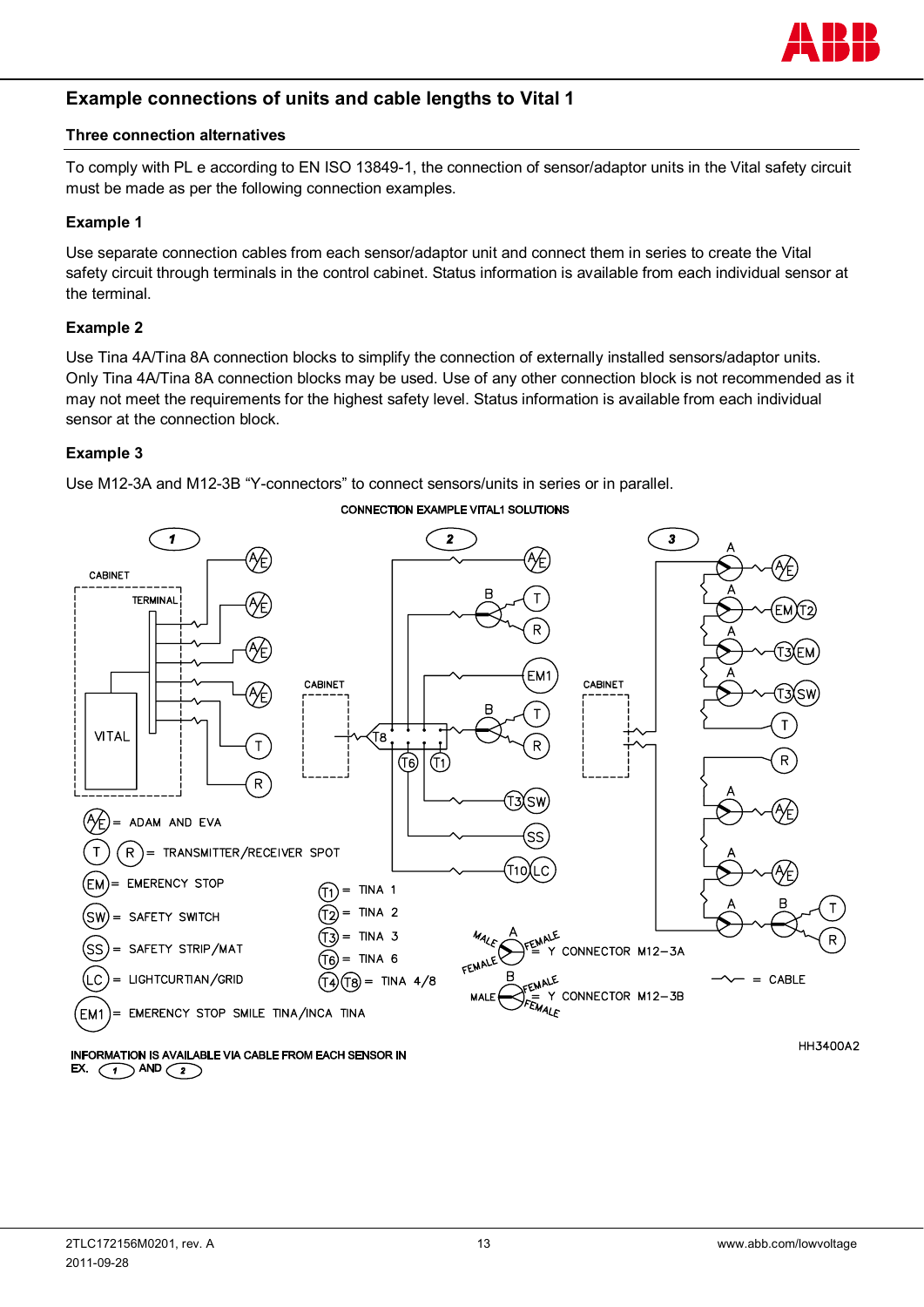## Example connections of units and cable lengths to Vital 1

### Three connection alternatives

To comply with PL e according to EN ISO 13849-1, the connection of sensor/adaptor units in the Vital safety circuit must be made as per the following connection examples.

### Example 1

Use separate connection cables from each sensor/adaptor unit and connect them in series to create the Vital safety circuit through terminals in the control cabinet. Status information is available from each individual sensor at the terminal.

### Example 2

Use Tina 4A/Tina 8A connection blocks to simplify the connection of externally installed sensors/adaptor units. Only Tina 4A/Tina 8A connection blocks may be used. Use of any other connection block is not recommended as it may not meet the requirements for the highest safety level. Status information is available from each individual sensor at the connection block.

### Example 3

Use M12-3A and M12-3B “Y-connectors” to connect sensors/units in series or in parallel.

CONNECTION EXAMPLE VITAL1 SOLUTIONS

A/E = ADAM AND EVA
T R = TRANSMITTER/RECEIVER SPOT
EM = EMERENCY STOP
SW = SAFETY SWITCH
SS = SAFETY STRIP/MAT
LC = LIGHTCURTIAN/GRID
EM1 = EMERENCY STOP SMILE TINA/INCA TINA
T1 = TINA 1
T2 = TINA 2
T3 = TINA 3
T6 = TINA 6
T4 T8 = TINA 4/8
A (MALE / FEMALE / FEMALE) = Y CONNECTOR M12-3A
B (MALE / FEMALE / FEMALE) = Y CONNECTOR M12-3B
= CABLE

INFORMATION IS AVAILABLE VIA CABLE FROM EACH SENSOR IN EX. 1 AND 2

HH3400A2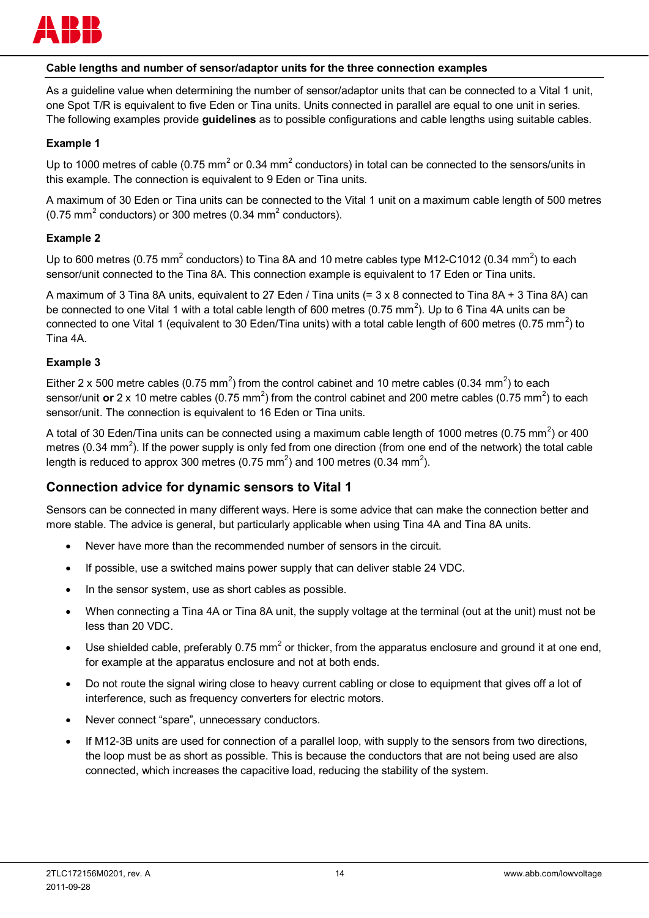**Cable lengths and number of sensor/adaptor units for the three connection examples**

As a guideline value when determining the number of sensor/adaptor units that can be connected to a Vital 1 unit, one Spot T/R is equivalent to five Eden or Tina units. Units connected in parallel are equal to one unit in series. The following examples provide **guidelines** as to possible configurations and cable lengths using suitable cables.

**Example 1**

Up to 1000 metres of cable (0.75 $mm^2$ or 0.34 $mm^2$ conductors) in total can be connected to the sensors/units in this example. The connection is equivalent to 9 Eden or Tina units.

A maximum of 30 Eden or Tina units can be connected to the Vital 1 unit on a maximum cable length of 500 metres (0.75 $mm^2$ conductors) or 300 metres (0.34 $mm^2$ conductors).

**Example 2**

Up to 600 metres (0.75 $mm^2$ conductors) to Tina 8A and 10 metre cables type M12-C1012 (0.34 $mm^2$) to each sensor/unit connected to the Tina 8A. This connection example is equivalent to 17 Eden or Tina units.

A maximum of 3 Tina 8A units, equivalent to 27 Eden / Tina units (= 3 x 8 connected to Tina 8A + 3 Tina 8A) can be connected to one Vital 1 with a total cable length of 600 metres (0.75 $mm^2$). Up to 6 Tina 4A units can be connected to one Vital 1 (equivalent to 30 Eden/Tina units) with a total cable length of 600 metres (0.75 $mm^2$) to Tina 4A.

**Example 3**

Either 2 x 500 metre cables (0.75 $mm^2$) from the control cabinet and 10 metre cables (0.34 $mm^2$) to each sensor/unit **or** 2 x 10 metre cables (0.75 $mm^2$) from the control cabinet and 200 metre cables (0.75 $mm^2$) to each sensor/unit. The connection is equivalent to 16 Eden or Tina units.

A total of 30 Eden/Tina units can be connected using a maximum cable length of 1000 metres (0.75 $mm^2$) or 400 metres (0.34 $mm^2$). If the power supply is only fed from one direction (from one end of the network) the total cable length is reduced to approx 300 metres (0.75 $mm^2$) and 100 metres (0.34 $mm^2$).

## Connection advice for dynamic sensors to Vital 1

Sensors can be connected in many different ways. Here is some advice that can make the connection better and more stable. The advice is general, but particularly applicable when using Tina 4A and Tina 8A units.

- Never have more than the recommended number of sensors in the circuit.
- If possible, use a switched mains power supply that can deliver stable 24 VDC.
- In the sensor system, use as short cables as possible.
- When connecting a Tina 4A or Tina 8A unit, the supply voltage at the terminal (out at the unit) must not be less than 20 VDC.
- Use shielded cable, preferably 0.75 $mm^2$ or thicker, from the apparatus enclosure and ground it at one end, for example at the apparatus enclosure and not at both ends.
- Do not route the signal wiring close to heavy current cabling or close to equipment that gives off a lot of interference, such as frequency converters for electric motors.
- Never connect "spare", unnecessary conductors.
- If M12-3B units are used for connection of a parallel loop, with supply to the sensors from two directions, the loop must be as short as possible. This is because the conductors that are not being used are also connected, which increases the capacitive load, reducing the stability of the system.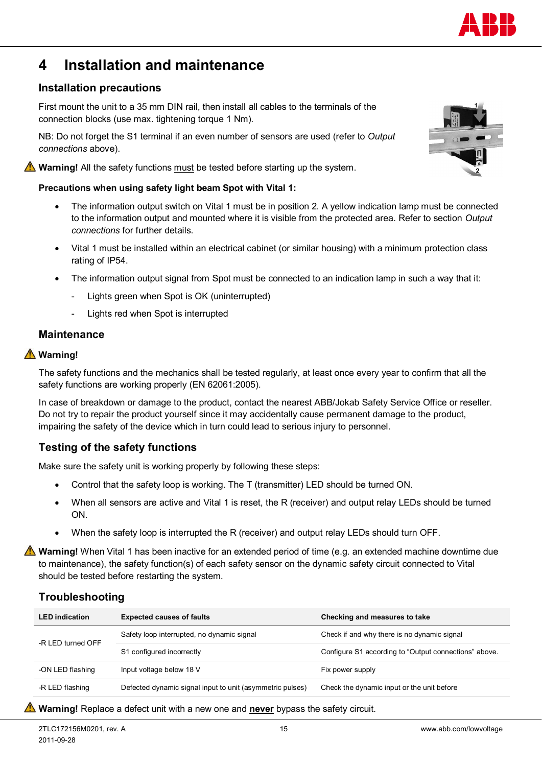# 4 Installation and maintenance

## Installation precautions

First mount the unit to a 35 mm DIN rail, then install all cables to the terminals of the connection blocks (use max. tightening torque 1 Nm).

NB: Do not forget the S1 terminal if an even number of sensors are used (refer to *Output connections* above).

⚠ **Warning!** All the safety functions must be tested before starting up the system.

**Precautions when using safety light beam Spot with Vital 1:**

- The information output switch on Vital 1 must be in position 2. A yellow indication lamp must be connected to the information output and mounted where it is visible from the protected area. Refer to section *Output connections* for further details.
- Vital 1 must be installed within an electrical cabinet (or similar housing) with a minimum protection class rating of IP54.
- The information output signal from Spot must be connected to an indication lamp in such a way that it:
  - Lights green when Spot is OK (uninterrupted)
  - Lights red when Spot is interrupted

## Maintenance

⚠ **Warning!**

The safety functions and the mechanics shall be tested regularly, at least once every year to confirm that all the safety functions are working properly (EN 62061:2005).

In case of breakdown or damage to the product, contact the nearest ABB/Jokab Safety Service Office or reseller. Do not try to repair the product yourself since it may accidentally cause permanent damage to the product, impairing the safety of the device which in turn could lead to serious injury to personnel.

## Testing of the safety functions

Make sure the safety unit is working properly by following these steps:

- Control that the safety loop is working. The T (transmitter) LED should be turned ON.
- When all sensors are active and Vital 1 is reset, the R (receiver) and output relay LEDs should be turned ON.
- When the safety loop is interrupted the R (receiver) and output relay LEDs should turn OFF.

⚠ **Warning!** When Vital 1 has been inactive for an extended period of time (e.g. an extended machine downtime due to maintenance), the safety function(s) of each safety sensor on the dynamic safety circuit connected to Vital should be tested before restarting the system.

## Troubleshooting

| LED indication | Expected causes of faults | Checking and measures to take |
|---|---|---|
| -R LED turned OFF | Safety loop interrupted, no dynamic signal | Check if and why there is no dynamic signal |
| | S1 configured incorrectly | Configure S1 according to “Output connections” above. |
| -ON LED flashing | Input voltage below 18 V | Fix power supply |
| -R LED flashing | Defected dynamic signal input to unit (asymmetric pulses) | Check the dynamic input or the unit before |

⚠ **Warning!** Replace a defect unit with a new one and **never** bypass the safety circuit.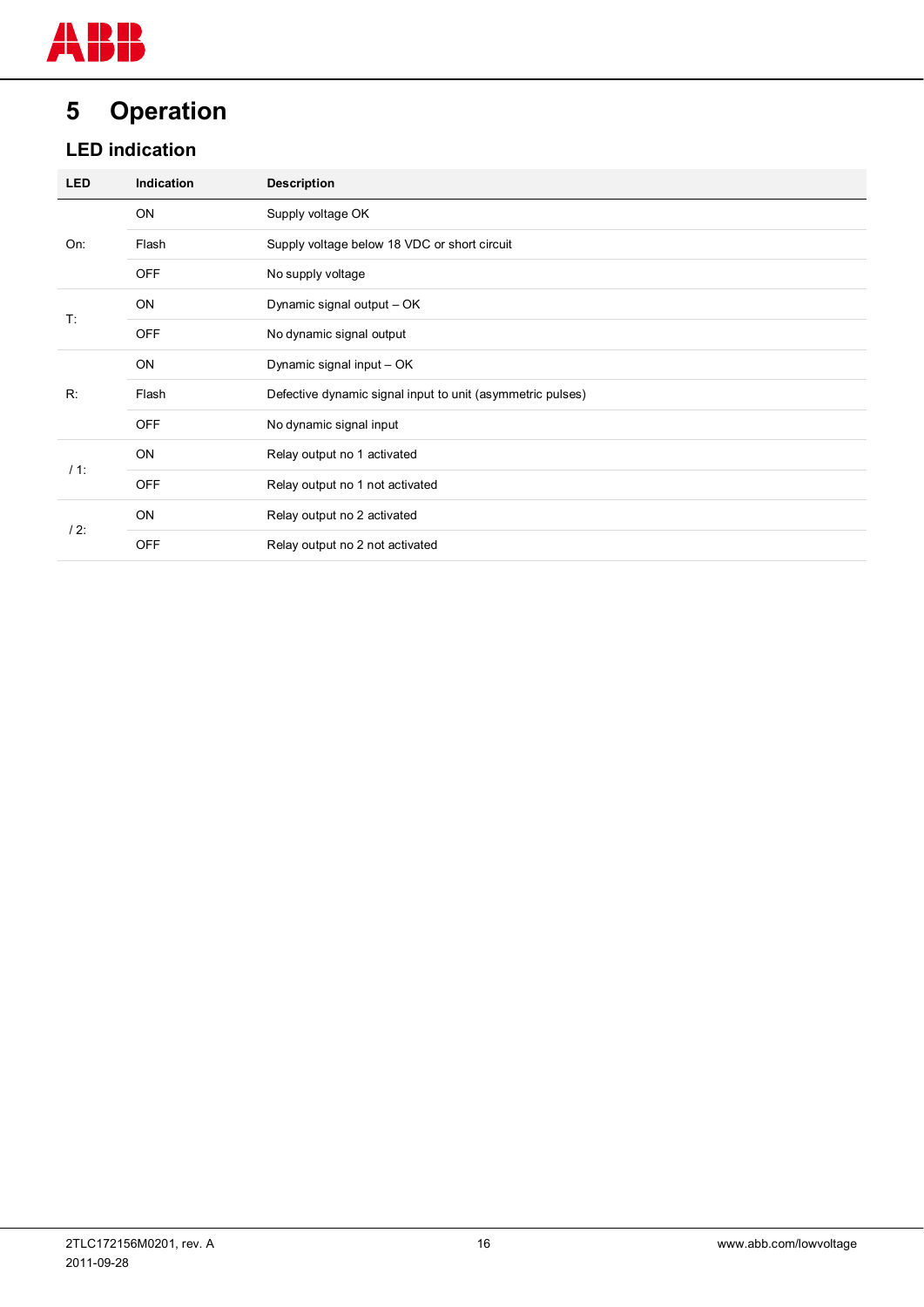# 5 Operation

## LED indication

| LED | Indication | Description |
|---|---|---|
| On: | ON | Supply voltage OK |
| | Flash | Supply voltage below 18 VDC or short circuit |
| | OFF | No supply voltage |
| T: | ON | Dynamic signal output – OK |
| | OFF | No dynamic signal output |
| R: | ON | Dynamic signal input – OK |
| | Flash | Defective dynamic signal input to unit (asymmetric pulses) |
| | OFF | No dynamic signal input |
| / 1: | ON | Relay output no 1 activated |
| | OFF | Relay output no 1 not activated |
| / 2: | ON | Relay output no 2 activated |
| | OFF | Relay output no 2 not activated |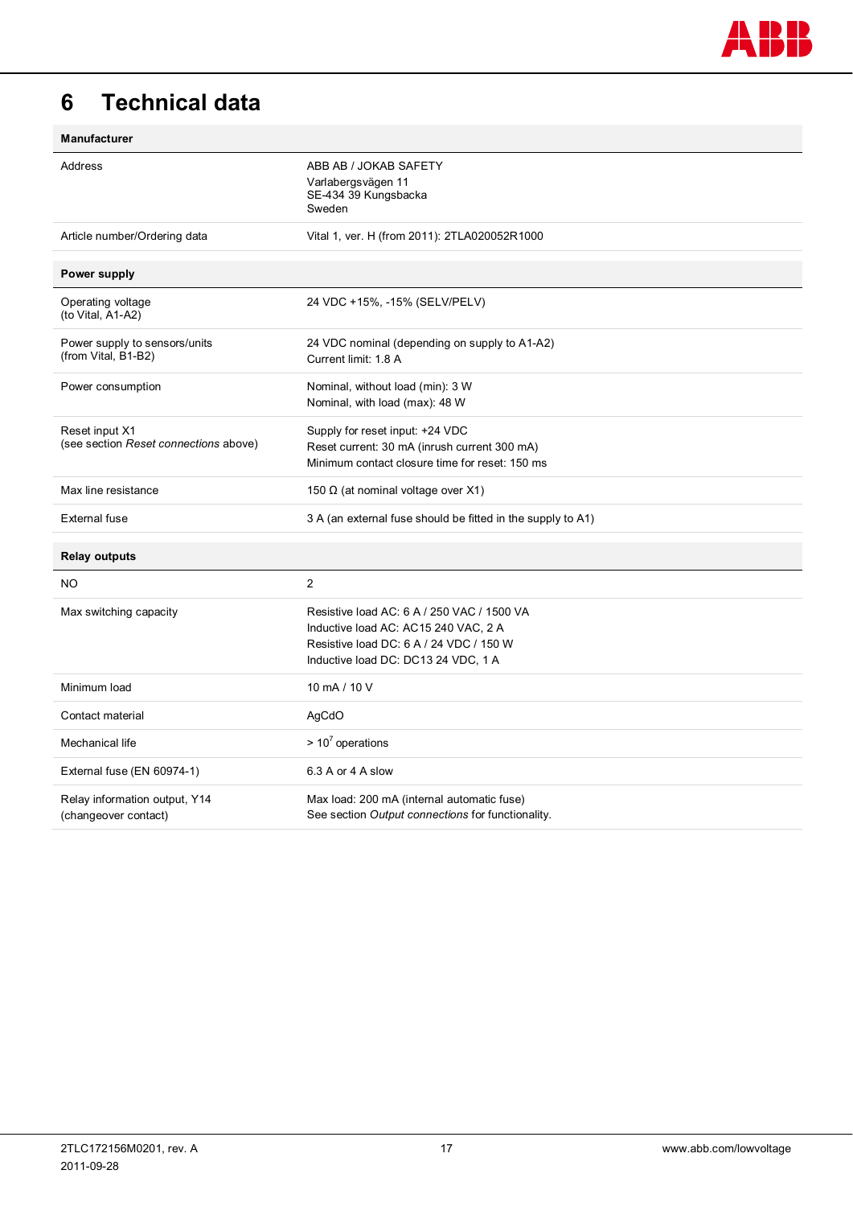# 6 Technical data

| **Manufacturer** | |
|---|---|
| Address | ABB AB / JOKAB SAFETY<br>Varlabergsvägen 11<br>SE-434 39 Kungsbacka<br>Sweden |
| Article number/Ordering data | Vital 1, ver. H (from 2011): 2TLA020052R1000 |

| **Power supply** | |
|---|---|
| Operating voltage<br>(to Vital, A1-A2) | 24 VDC +15%, -15% (SELV/PELV) |
| Power supply to sensors/units<br>(from Vital, B1-B2) | 24 VDC nominal (depending on supply to A1-A2)<br>Current limit: 1.8 A |
| Power consumption | Nominal, without load (min): 3 W<br>Nominal, with load (max): 48 W |
| Reset input X1<br>(see section *Reset connections* above) | Supply for reset input: +24 VDC<br>Reset current: 30 mA (inrush current 300 mA)<br>Minimum contact closure time for reset: 150 ms |
| Max line resistance | 150 Ω (at nominal voltage over X1) |
| External fuse | 3 A (an external fuse should be fitted in the supply to A1) |

| **Relay outputs** | |
|---|---|
| NO | 2 |
| Max switching capacity | Resistive load AC: 6 A / 250 VAC / 1500 VA<br>Inductive load AC: AC15 240 VAC, 2 A<br>Resistive load DC: 6 A / 24 VDC / 150 W<br>Inductive load DC: DC13 24 VDC, 1 A |
| Minimum load | 10 mA / 10 V |
| Contact material | AgCdO |
| Mechanical life | > $10^7$ operations |
| External fuse (EN 60974-1) | 6.3 A or 4 A slow |
| Relay information output, Y14<br>(changeover contact) | Max load: 200 mA (internal automatic fuse)<br>See section *Output connections* for functionality. |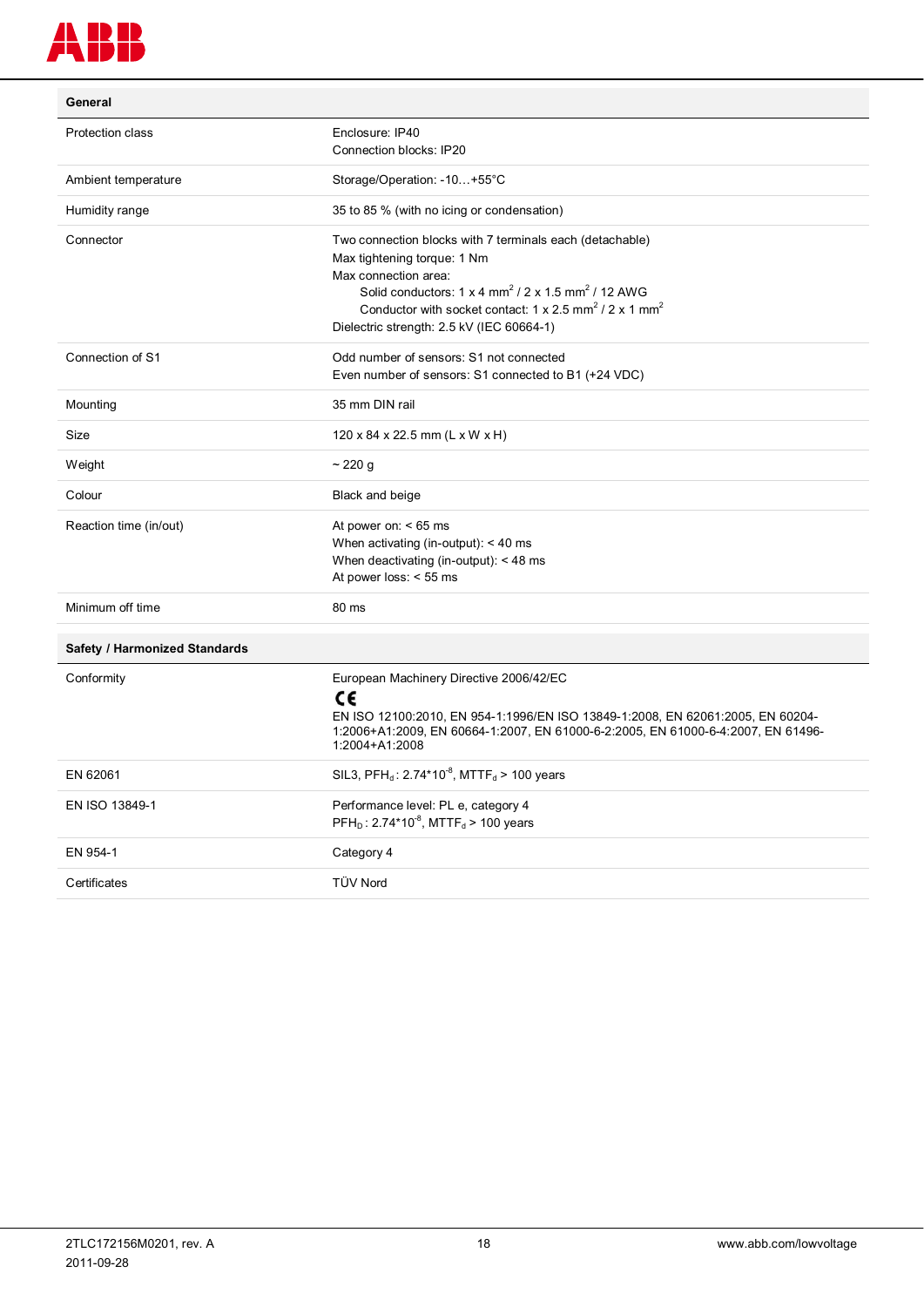| General | |
|---|---|
| Protection class | Enclosure: IP40<br>Connection blocks: IP20 |
| Ambient temperature | Storage/Operation: -10…+55°C |
| Humidity range | 35 to 85 % (with no icing or condensation) |
| Connector | Two connection blocks with 7 terminals each (detachable)<br>Max tightening torque: 1 Nm<br>Max connection area:<br>Solid conductors: 1 x 4 $mm^2$ / 2 x 1.5 $mm^2$ / 12 AWG<br>Conductor with socket contact: 1 x 2.5 $mm^2$ / 2 x 1 $mm^2$<br>Dielectric strength: 2.5 kV (IEC 60664-1) |
| Connection of S1 | Odd number of sensors: S1 not connected<br>Even number of sensors: S1 connected to B1 (+24 VDC) |
| Mounting | 35 mm DIN rail |
| Size | 120 x 84 x 22.5 mm (L x W x H) |
| Weight | ~ 220 g |
| Colour | Black and beige |
| Reaction time (in/out) | At power on: < 65 ms<br>When activating (in-output): < 40 ms<br>When deactivating (in-output): < 48 ms<br>At power loss: < 55 ms |
| Minimum off time | 80 ms |

| Safety / Harmonized Standards | |
|---|---|
| Conformity | European Machinery Directive 2006/42/EC<br>CE<br>EN ISO 12100:2010, EN 954-1:1996/EN ISO 13849-1:2008, EN 62061:2005, EN 60204-1:2006+A1:2009, EN 60664-1:2007, EN 61000-6-2:2005, EN 61000-6-4:2007, EN 61496-1:2004+A1:2008 |
| EN 62061 | SIL3, $PFH_d$: $2.74*10^{-8}$, $MTTF_d$ > 100 years |
| EN ISO 13849-1 | Performance level: PL e, category 4<br>$PFH_D$ : $2.74*10^{-8}$, $MTTF_d$ > 100 years |
| EN 954-1 | Category 4 |
| Certificates | TÜV Nord |

2TLC172156M0201, rev. A
2011-09-28

www.abb.com/lowvoltage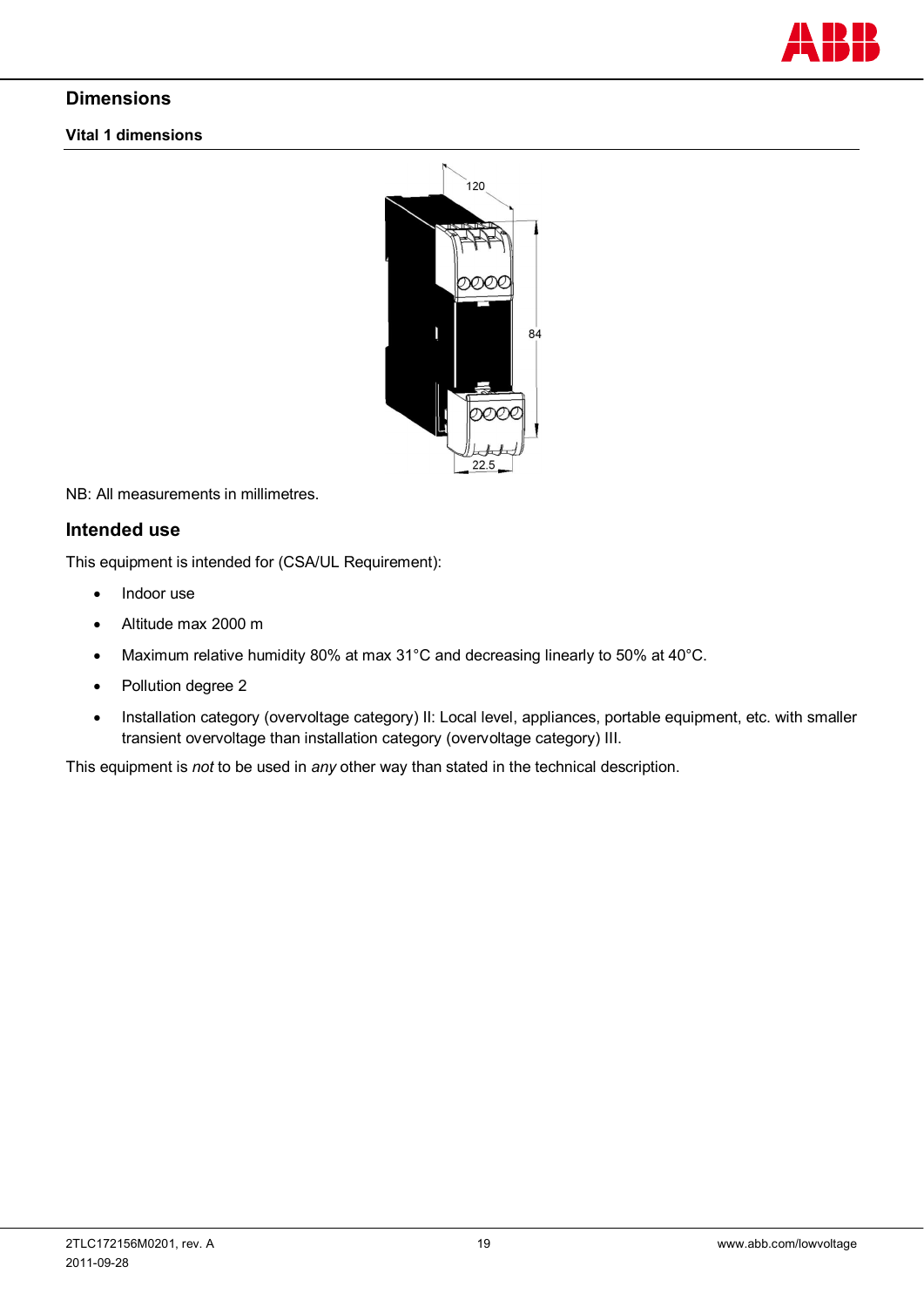## Dimensions

### Vital 1 dimensions

NB: All measurements in millimetres.

## Intended use

This equipment is intended for (CSA/UL Requirement):

- Indoor use
- Altitude max 2000 m
- Maximum relative humidity 80% at max 31°C and decreasing linearly to 50% at 40°C.
- Pollution degree 2
- Installation category (overvoltage category) II: Local level, appliances, portable equipment, etc. with smaller transient overvoltage than installation category (overvoltage category) III.

This equipment is *not* to be used in *any* other way than stated in the technical description.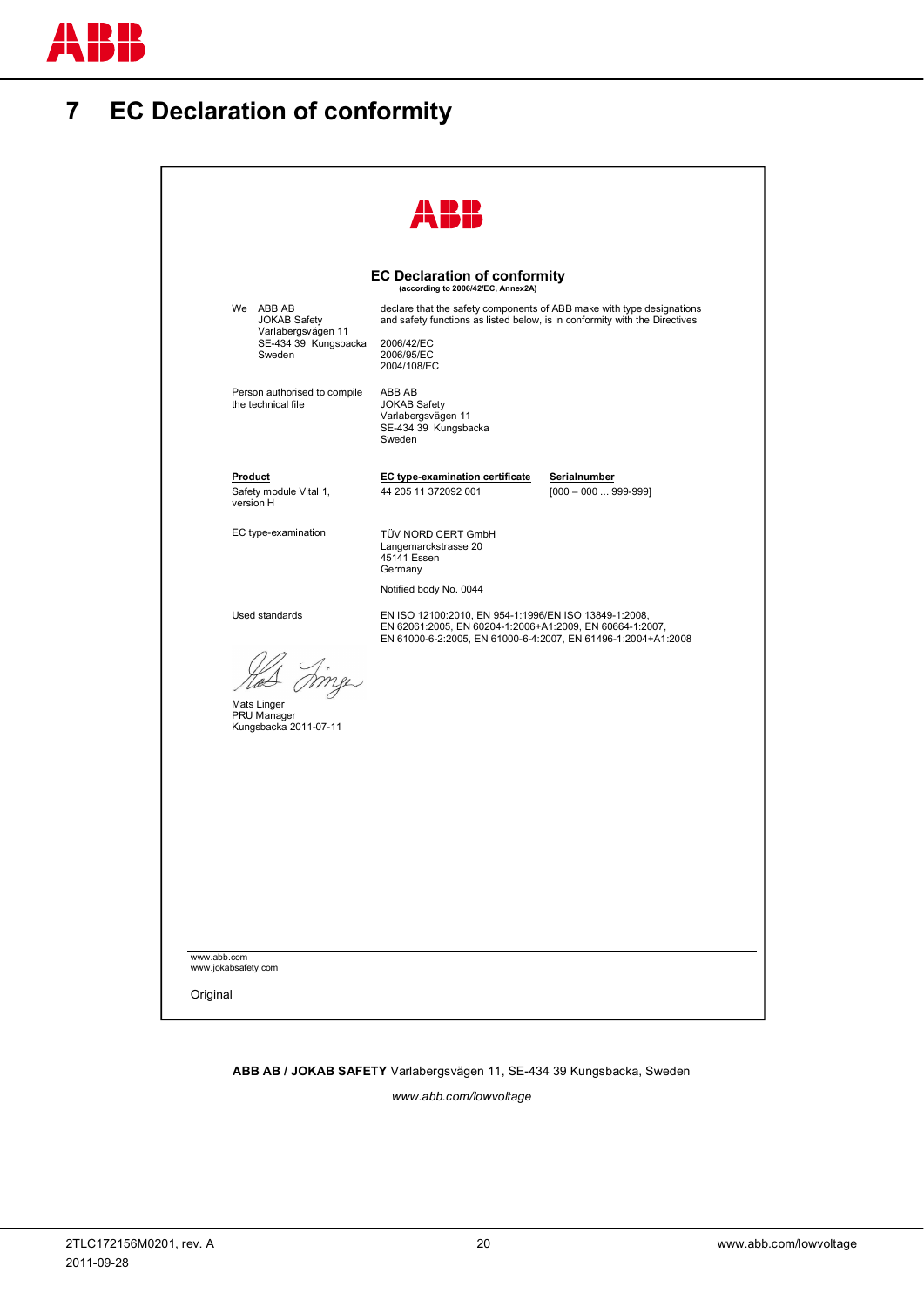# 7 EC Declaration of conformity

## EC Declaration of conformity

**(according to 2006/42/EC, Annex2A)**

| | |
|---|---|
| We ABB AB<br>JOKAB Safety<br>Varlabergsvägen 11<br>SE-434 39 Kungsbacka<br>Sweden | declare that the safety components of ABB make with type designations and safety functions as listed below, is in conformity with the Directives<br><br>2006/42/EC<br>2006/95/EC<br>2004/108/EC |
| Person authorised to compile the technical file | ABB AB<br>JOKAB Safety<br>Varlabergsvägen 11<br>SE-434 39 Kungsbacka<br>Sweden |

| **Product** | **EC type-examination certificate** | **Serialnumber** |
|---|---|---|
| Safety module Vital 1, version H | 44 205 11 372092 001 | [000 – 000 ... 999-999] |

| | |
|---|---|
| EC type-examination | TÜV NORD CERT GmbH<br>Langemarckstrasse 20<br>45141 Essen<br>Germany<br><br>Notified body No. 0044 |
| Used standards | EN ISO 12100:2010, EN 954-1:1996/EN ISO 13849-1:2008, EN 62061:2005, EN 60204-1:2006+A1:2009, EN 60664-1:2007, EN 61000-6-2:2005, EN 61000-6-4:2007, EN 61496-1:2004+A1:2008 |

Mats Linger
PRU Manager
Kungsbacka 2011-07-11

www.abb.com
www.jokabsafety.com

Original

**ABB AB / JOKAB SAFETY** Varlabergsvägen 11, SE-434 39 Kungsbacka, Sweden

*www.abb.com/lowvoltage*